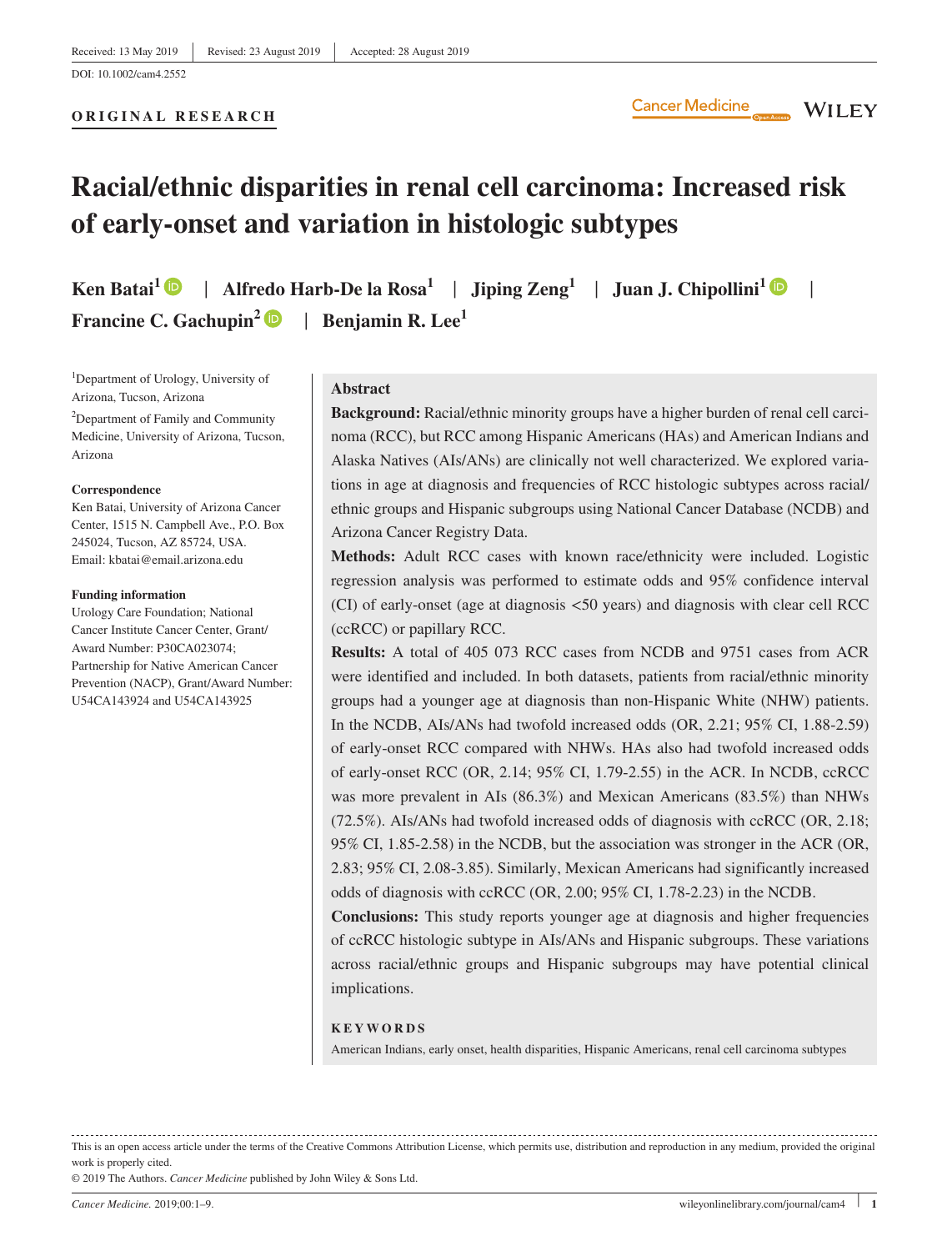Received: 13 May 2019 | Revised: 23 August 2019 | Accepted: 28 August 2019

DOI: 10.1002/cam4.2552

**ORIGINAL RESEARCH**

# Racial/ethnic disparities in renal cell carcinoma: Increased risk of early-onset and variation in histologic subtypes

**Ken Batai**[1] | **Alfredo Harb-De la Rosa**[1] | **Jiping Zeng**[1] | **Juan J. Chipollini**[1] | **Francine C. Gachupin**[2] | **Benjamin R. Lee**[1]

[1]Department of Urology, University of Arizona, Tucson, Arizona

[2]Department of Family and Community Medicine, University of Arizona, Tucson, Arizona

**Correspondence**
Ken Batai, University of Arizona Cancer Center, 1515 N. Campbell Ave., P.O. Box 245024, Tucson, AZ 85724, USA.
Email: kbatai@email.arizona.edu

**Funding information**
Urology Care Foundation; National Cancer Institute Cancer Center, Grant/Award Number: P30CA023074; Partnership for Native American Cancer Prevention (NACP), Grant/Award Number: U54CA143924 and U54CA143925

## Abstract

**Background:** Racial/ethnic minority groups have a higher burden of renal cell carcinoma (RCC), but RCC among Hispanic Americans (HAs) and American Indians and Alaska Natives (AIs/ANs) are clinically not well characterized. We explored variations in age at diagnosis and frequencies of RCC histologic subtypes across racial/ethnic groups and Hispanic subgroups using National Cancer Database (NCDB) and Arizona Cancer Registry Data.

**Methods:** Adult RCC cases with known race/ethnicity were included. Logistic regression analysis was performed to estimate odds and 95% confidence interval (CI) of early-onset (age at diagnosis <50 years) and diagnosis with clear cell RCC (ccRCC) or papillary RCC.

**Results:** A total of 405 073 RCC cases from NCDB and 9751 cases from ACR were identified and included. In both datasets, patients from racial/ethnic minority groups had a younger age at diagnosis than non-Hispanic White (NHW) patients. In the NCDB, AIs/ANs had twofold increased odds (OR, 2.21; 95% CI, 1.88-2.59) of early-onset RCC compared with NHWs. HAs also had twofold increased odds of early-onset RCC (OR, 2.14; 95% CI, 1.79-2.55) in the ACR. In NCDB, ccRCC was more prevalent in AIs (86.3%) and Mexican Americans (83.5%) than NHWs (72.5%). AIs/ANs had twofold increased odds of diagnosis with ccRCC (OR, 2.18; 95% CI, 1.85-2.58) in the NCDB, but the association was stronger in the ACR (OR, 2.83; 95% CI, 2.08-3.85). Similarly, Mexican Americans had significantly increased odds of diagnosis with ccRCC (OR, 2.00; 95% CI, 1.78-2.23) in the NCDB.

**Conclusions:** This study reports younger age at diagnosis and higher frequencies of ccRCC histologic subtype in AIs/ANs and Hispanic subgroups. These variations across racial/ethnic groups and Hispanic subgroups may have potential clinical implications.

**KEYWORDS**

American Indians, early onset, health disparities, Hispanic Americans, renal cell carcinoma subtypes

This is an open access article under the terms of the Creative Commons Attribution License, which permits use, distribution and reproduction in any medium, provided the original work is properly cited.
© 2019 The Authors. *Cancer Medicine* published by John Wiley & Sons Ltd.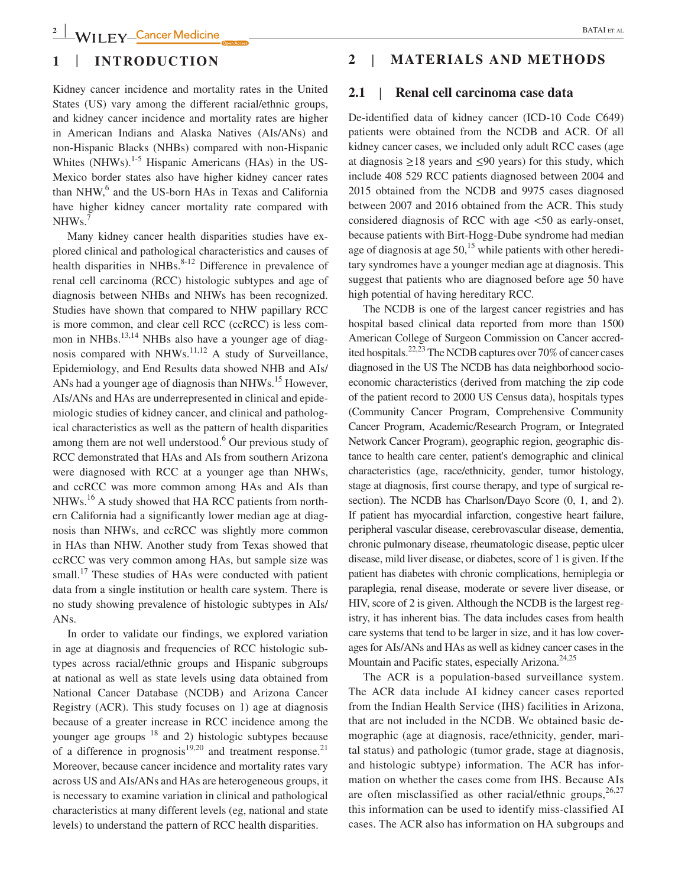## 1 | INTRODUCTION

Kidney cancer incidence and mortality rates in the United States (US) vary among the different racial/ethnic groups, and kidney cancer incidence and mortality rates are higher in American Indians and Alaska Natives (AIs/ANs) and non-Hispanic Blacks (NHBs) compared with non-Hispanic Whites (NHWs).[1-5] Hispanic Americans (HAs) in the US-Mexico border states also have higher kidney cancer rates than NHW,[6] and the US-born HAs in Texas and California have higher kidney cancer mortality rate compared with NHWs.[7]

Many kidney cancer health disparities studies have explored clinical and pathological characteristics and causes of health disparities in NHBs.[8-12] Difference in prevalence of renal cell carcinoma (RCC) histologic subtypes and age of diagnosis between NHBs and NHWs has been recognized. Studies have shown that compared to NHW papillary RCC is more common, and clear cell RCC (ccRCC) is less common in NHBs.[13,14] NHBs also have a younger age of diagnosis compared with NHWs.[11,12] A study of Surveillance, Epidemiology, and End Results data showed NHB and AIs/ANs had a younger age of diagnosis than NHWs.[15] However, AIs/ANs and HAs are underrepresented in clinical and epidemiologic studies of kidney cancer, and clinical and pathological characteristics as well as the pattern of health disparities among them are not well understood.[6] Our previous study of RCC demonstrated that HAs and AIs from southern Arizona were diagnosed with RCC at a younger age than NHWs, and ccRCC was more common among HAs and AIs than NHWs.[16] A study showed that HA RCC patients from northern California had a significantly lower median age at diagnosis than NHWs, and ccRCC was slightly more common in HAs than NHW. Another study from Texas showed that ccRCC was very common among HAs, but sample size was small.[17] These studies of HAs were conducted with patient data from a single institution or health care system. There is no study showing prevalence of histologic subtypes in AIs/ANs.

In order to validate our findings, we explored variation in age at diagnosis and frequencies of RCC histologic subtypes across racial/ethnic groups and Hispanic subgroups at national as well as state levels using data obtained from National Cancer Database (NCDB) and Arizona Cancer Registry (ACR). This study focuses on 1) age at diagnosis because of a greater increase in RCC incidence among the younger age groups [18] and 2) histologic subtypes because of a difference in prognosis[19,20] and treatment response.[21] Moreover, because cancer incidence and mortality rates vary across US and AIs/ANs and HAs are heterogeneous groups, it is necessary to examine variation in clinical and pathological characteristics at many different levels (eg, national and state levels) to understand the pattern of RCC health disparities.

## 2 | MATERIALS AND METHODS

### 2.1 | Renal cell carcinoma case data

De-identified data of kidney cancer (ICD-10 Code C649) patients were obtained from the NCDB and ACR. Of all kidney cancer cases, we included only adult RCC cases (age at diagnosis ≥18 years and ≤90 years) for this study, which include 408 529 RCC patients diagnosed between 2004 and 2015 obtained from the NCDB and 9975 cases diagnosed between 2007 and 2016 obtained from the ACR. This study considered diagnosis of RCC with age <50 as early-onset, because patients with Birt-Hogg-Dube syndrome had median age of diagnosis at age 50,[15] while patients with other hereditary syndromes have a younger median age at diagnosis. This suggest that patients who are diagnosed before age 50 have high potential of having hereditary RCC.

The NCDB is one of the largest cancer registries and has hospital based clinical data reported from more than 1500 American College of Surgeon Commission on Cancer accredited hospitals.[22,23] The NCDB captures over 70% of cancer cases diagnosed in the US The NCDB has data neighborhood socioeconomic characteristics (derived from matching the zip code of the patient record to 2000 US Census data), hospitals types (Community Cancer Program, Comprehensive Community Cancer Program, Academic/Research Program, or Integrated Network Cancer Program), geographic region, geographic distance to health care center, patient's demographic and clinical characteristics (age, race/ethnicity, gender, tumor histology, stage at diagnosis, first course therapy, and type of surgical resection). The NCDB has Charlson/Dayo Score (0, 1, and 2). If patient has myocardial infarction, congestive heart failure, peripheral vascular disease, cerebrovascular disease, dementia, chronic pulmonary disease, rheumatologic disease, peptic ulcer disease, mild liver disease, or diabetes, score of 1 is given. If the patient has diabetes with chronic complications, hemiplegia or paraplegia, renal disease, moderate or severe liver disease, or HIV, score of 2 is given. Although the NCDB is the largest registry, it has inherent bias. The data includes cases from health care systems that tend to be larger in size, and it has low coverages for AIs/ANs and HAs as well as kidney cancer cases in the Mountain and Pacific states, especially Arizona.[24,25]

The ACR is a population-based surveillance system. The ACR data include AI kidney cancer cases reported from the Indian Health Service (IHS) facilities in Arizona, that are not included in the NCDB. We obtained basic demographic (age at diagnosis, race/ethnicity, gender, marital status) and pathologic (tumor grade, stage at diagnosis, and histologic subtype) information. The ACR has information on whether the cases come from IHS. Because AIs are often misclassified as other racial/ethnic groups,[26,27] this information can be used to identify miss-classified AI cases. The ACR also has information on HA subgroups and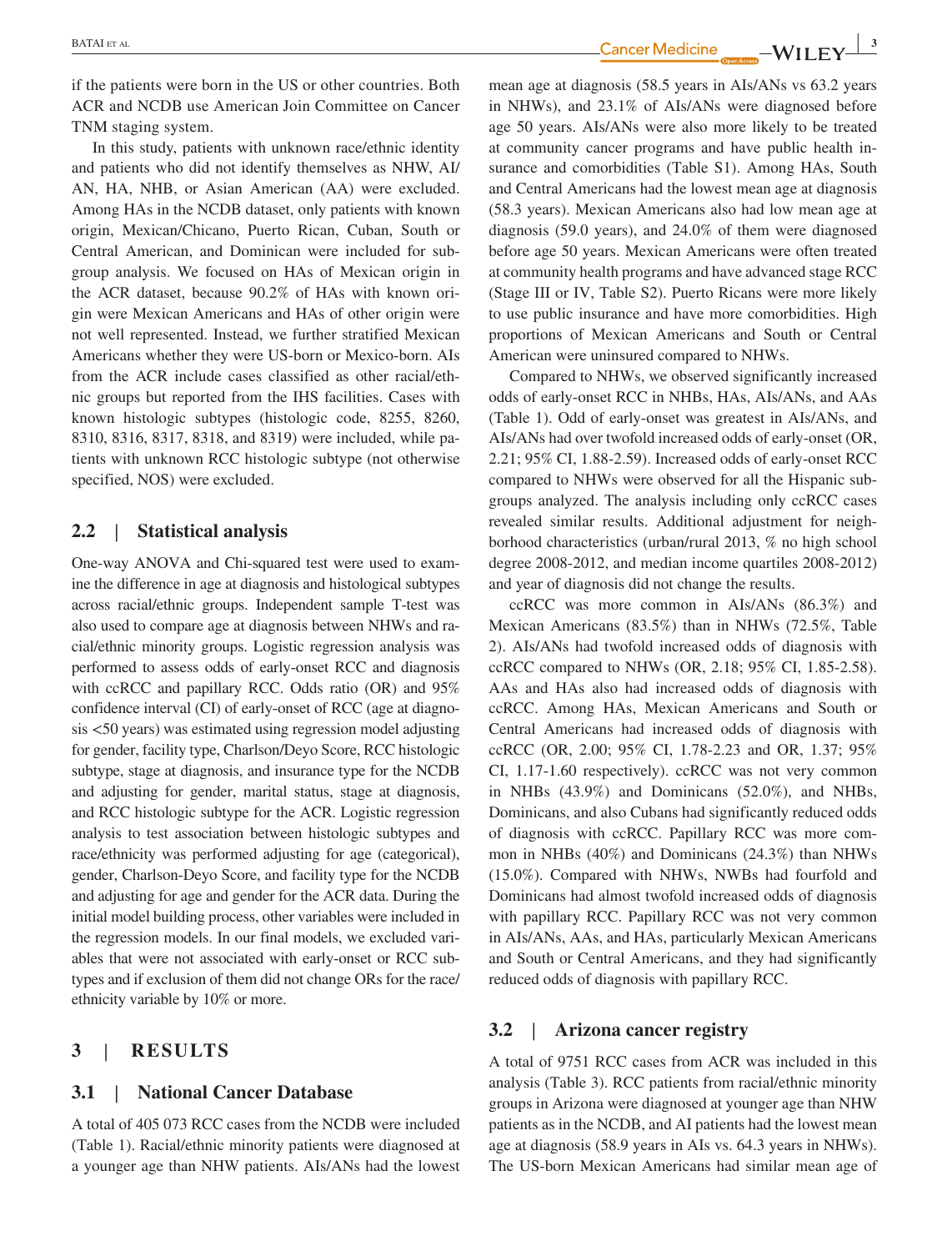if the patients were born in the US or other countries. Both ACR and NCDB use American Join Committee on Cancer TNM staging system.

In this study, patients with unknown race/ethnic identity and patients who did not identify themselves as NHW, AI/AN, HA, NHB, or Asian American (AA) were excluded. Among HAs in the NCDB dataset, only patients with known origin, Mexican/Chicano, Puerto Rican, Cuban, South or Central American, and Dominican were included for subgroup analysis. We focused on HAs of Mexican origin in the ACR dataset, because 90.2% of HAs with known origin were Mexican Americans and HAs of other origin were not well represented. Instead, we further stratified Mexican Americans whether they were US-born or Mexico-born. AIs from the ACR include cases classified as other racial/ethnic groups but reported from the IHS facilities. Cases with known histologic subtypes (histologic code, 8255, 8260, 8310, 8316, 8317, 8318, and 8319) were included, while patients with unknown RCC histologic subtype (not otherwise specified, NOS) were excluded.

## 2.2 | Statistical analysis

One-way ANOVA and Chi-squared test were used to examine the difference in age at diagnosis and histological subtypes across racial/ethnic groups. Independent sample T-test was also used to compare age at diagnosis between NHWs and racial/ethnic minority groups. Logistic regression analysis was performed to assess odds of early-onset RCC and diagnosis with ccRCC and papillary RCC. Odds ratio (OR) and 95% confidence interval (CI) of early-onset of RCC (age at diagnosis <50 years) was estimated using regression model adjusting for gender, facility type, Charlson/Deyo Score, RCC histologic subtype, stage at diagnosis, and insurance type for the NCDB and adjusting for gender, marital status, stage at diagnosis, and RCC histologic subtype for the ACR. Logistic regression analysis to test association between histologic subtypes and race/ethnicity was performed adjusting for age (categorical), gender, Charlson-Deyo Score, and facility type for the NCDB and adjusting for age and gender for the ACR data. During the initial model building process, other variables were included in the regression models. In our final models, we excluded variables that were not associated with early-onset or RCC subtypes and if exclusion of them did not change ORs for the race/ethnicity variable by 10% or more.

# 3 | RESULTS

## 3.1 | National Cancer Database

A total of 405 073 RCC cases from the NCDB were included (Table 1). Racial/ethnic minority patients were diagnosed at a younger age than NHW patients. AIs/ANs had the lowest mean age at diagnosis (58.5 years in AIs/ANs vs 63.2 years in NHWs), and 23.1% of AIs/ANs were diagnosed before age 50 years. AIs/ANs were also more likely to be treated at community cancer programs and have public health insurance and comorbidities (Table S1). Among HAs, South and Central Americans had the lowest mean age at diagnosis (58.3 years). Mexican Americans also had low mean age at diagnosis (59.0 years), and 24.0% of them were diagnosed before age 50 years. Mexican Americans were often treated at community health programs and have advanced stage RCC (Stage III or IV, Table S2). Puerto Ricans were more likely to use public insurance and have more comorbidities. High proportions of Mexican Americans and South or Central American were uninsured compared to NHWs.

Compared to NHWs, we observed significantly increased odds of early-onset RCC in NHBs, HAs, AIs/ANs, and AAs (Table 1). Odd of early-onset was greatest in AIs/ANs, and AIs/ANs had over twofold increased odds of early-onset (OR, 2.21; 95% CI, 1.88-2.59). Increased odds of early-onset RCC compared to NHWs were observed for all the Hispanic subgroups analyzed. The analysis including only ccRCC cases revealed similar results. Additional adjustment for neighborhood characteristics (urban/rural 2013, % no high school degree 2008-2012, and median income quartiles 2008-2012) and year of diagnosis did not change the results.

ccRCC was more common in AIs/ANs (86.3%) and Mexican Americans (83.5%) than in NHWs (72.5%, Table 2). AIs/ANs had twofold increased odds of diagnosis with ccRCC compared to NHWs (OR, 2.18; 95% CI, 1.85-2.58). AAs and HAs also had increased odds of diagnosis with ccRCC. Among HAs, Mexican Americans and South or Central Americans had increased odds of diagnosis with ccRCC (OR, 2.00; 95% CI, 1.78-2.23 and OR, 1.37; 95% CI, 1.17-1.60 respectively). ccRCC was not very common in NHBs (43.9%) and Dominicans (52.0%), and NHBs, Dominicans, and also Cubans had significantly reduced odds of diagnosis with ccRCC. Papillary RCC was more common in NHBs (40%) and Dominicans (24.3%) than NHWs (15.0%). Compared with NHWs, NWBs had fourfold and Dominicans had almost twofold increased odds of diagnosis with papillary RCC. Papillary RCC was not very common in AIs/ANs, AAs, and HAs, particularly Mexican Americans and South or Central Americans, and they had significantly reduced odds of diagnosis with papillary RCC.

## 3.2 | Arizona cancer registry

A total of 9751 RCC cases from ACR was included in this analysis (Table 3). RCC patients from racial/ethnic minority groups in Arizona were diagnosed at younger age than NHW patients as in the NCDB, and AI patients had the lowest mean age at diagnosis (58.9 years in AIs vs. 64.3 years in NHWs). The US-born Mexican Americans had similar mean age of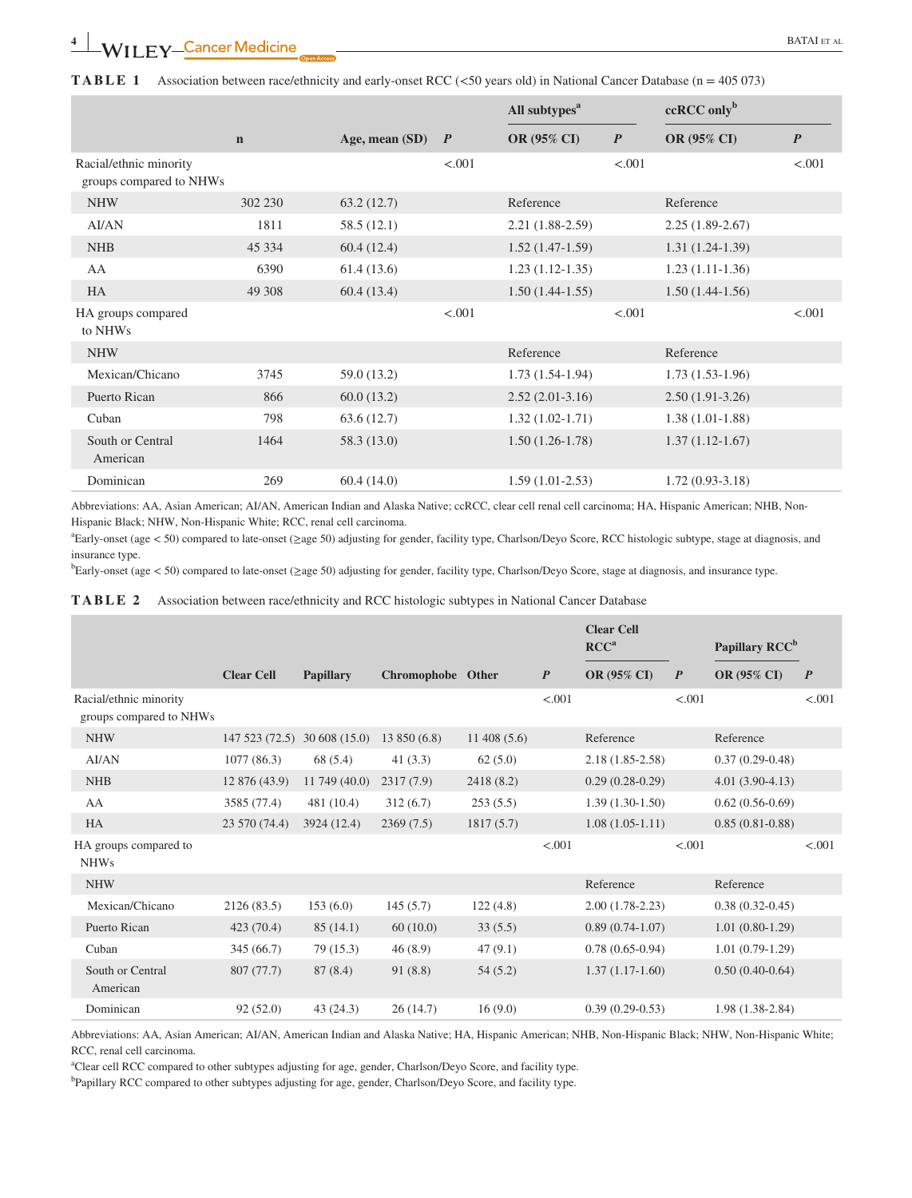**TABLE 1** Association between race/ethnicity and early-onset RCC (<50 years old) in National Cancer Database (n = 405 073)

| | n | Age, mean (SD) | *P* | All subtypes[a] OR (95% CI) | *P* | ccRCC only[b] OR (95% CI) | *P* |
|---|---|---|---|---|---|---|---|
| Racial/ethnic minority groups compared to NHWs | | | <.001 | | <.001 | | <.001 |
| NHW | 302 230 | 63.2 (12.7) | | Reference | | Reference | |
| AI/AN | 1811 | 58.5 (12.1) | | 2.21 (1.88-2.59) | | 2.25 (1.89-2.67) | |
| NHB | 45 334 | 60.4 (12.4) | | 1.52 (1.47-1.59) | | 1.31 (1.24-1.39) | |
| AA | 6390 | 61.4 (13.6) | | 1.23 (1.12-1.35) | | 1.23 (1.11-1.36) | |
| HA | 49 308 | 60.4 (13.4) | | 1.50 (1.44-1.55) | | 1.50 (1.44-1.56) | |
| HA groups compared to NHWs | | | <.001 | | <.001 | | <.001 |
| NHW | | | | Reference | | Reference | |
| Mexican/Chicano | 3745 | 59.0 (13.2) | | 1.73 (1.54-1.94) | | 1.73 (1.53-1.96) | |
| Puerto Rican | 866 | 60.0 (13.2) | | 2.52 (2.01-3.16) | | 2.50 (1.91-3.26) | |
| Cuban | 798 | 63.6 (12.7) | | 1.32 (1.02-1.71) | | 1.38 (1.01-1.88) | |
| South or Central American | 1464 | 58.3 (13.0) | | 1.50 (1.26-1.78) | | 1.37 (1.12-1.67) | |
| Dominican | 269 | 60.4 (14.0) | | 1.59 (1.01-2.53) | | 1.72 (0.93-3.18) | |

Abbreviations: AA, Asian American; AI/AN, American Indian and Alaska Native; ccRCC, clear cell renal cell carcinoma; HA, Hispanic American; NHB, Non-Hispanic Black; NHW, Non-Hispanic White; RCC, renal cell carcinoma.

[a]Early-onset (age < 50) compared to late-onset (≥age 50) adjusting for gender, facility type, Charlson/Deyo Score, RCC histologic subtype, stage at diagnosis, and insurance type.

[b]Early-onset (age < 50) compared to late-onset (≥age 50) adjusting for gender, facility type, Charlson/Deyo Score, stage at diagnosis, and insurance type.

**TABLE 2** Association between race/ethnicity and RCC histologic subtypes in National Cancer Database

| | Clear Cell | Papillary | Chromophobe | Other | *P* | Clear Cell RCC[a] OR (95% CI) | *P* | Papillary RCC[b] OR (95% CI) | *P* |
|---|---|---|---|---|---|---|---|---|---|
| Racial/ethnic minority groups compared to NHWs | | | | | <.001 | | <.001 | | <.001 |
| NHW | 147 523 (72.5) | 30 608 (15.0) | 13 850 (6.8) | 11 408 (5.6) | | Reference | | Reference | |
| AI/AN | 1077 (86.3) | 68 (5.4) | 41 (3.3) | 62 (5.0) | | 2.18 (1.85-2.58) | | 0.37 (0.29-0.48) | |
| NHB | 12 876 (43.9) | 11 749 (40.0) | 2317 (7.9) | 2418 (8.2) | | 0.29 (0.28-0.29) | | 4.01 (3.90-4.13) | |
| AA | 3585 (77.4) | 481 (10.4) | 312 (6.7) | 253 (5.5) | | 1.39 (1.30-1.50) | | 0.62 (0.56-0.69) | |
| HA | 23 570 (74.4) | 3924 (12.4) | 2369 (7.5) | 1817 (5.7) | | 1.08 (1.05-1.11) | | 0.85 (0.81-0.88) | |
| HA groups compared to NHWs | | | | | <.001 | | <.001 | | <.001 |
| NHW | | | | | | Reference | | Reference | |
| Mexican/Chicano | 2126 (83.5) | 153 (6.0) | 145 (5.7) | 122 (4.8) | | 2.00 (1.78-2.23) | | 0.38 (0.32-0.45) | |
| Puerto Rican | 423 (70.4) | 85 (14.1) | 60 (10.0) | 33 (5.5) | | 0.89 (0.74-1.07) | | 1.01 (0.80-1.29) | |
| Cuban | 345 (66.7) | 79 (15.3) | 46 (8.9) | 47 (9.1) | | 0.78 (0.65-0.94) | | 1.01 (0.79-1.29) | |
| South or Central American | 807 (77.7) | 87 (8.4) | 91 (8.8) | 54 (5.2) | | 1.37 (1.17-1.60) | | 0.50 (0.40-0.64) | |
| Dominican | 92 (52.0) | 43 (24.3) | 26 (14.7) | 16 (9.0) | | 0.39 (0.29-0.53) | | 1.98 (1.38-2.84) | |

Abbreviations: AA, Asian American; AI/AN, American Indian and Alaska Native; HA, Hispanic American; NHB, Non-Hispanic Black; NHW, Non-Hispanic White; RCC, renal cell carcinoma.

[a]Clear cell RCC compared to other subtypes adjusting for age, gender, Charlson/Deyo Score, and facility type.

[b]Papillary RCC compared to other subtypes adjusting for age, gender, Charlson/Deyo Score, and facility type.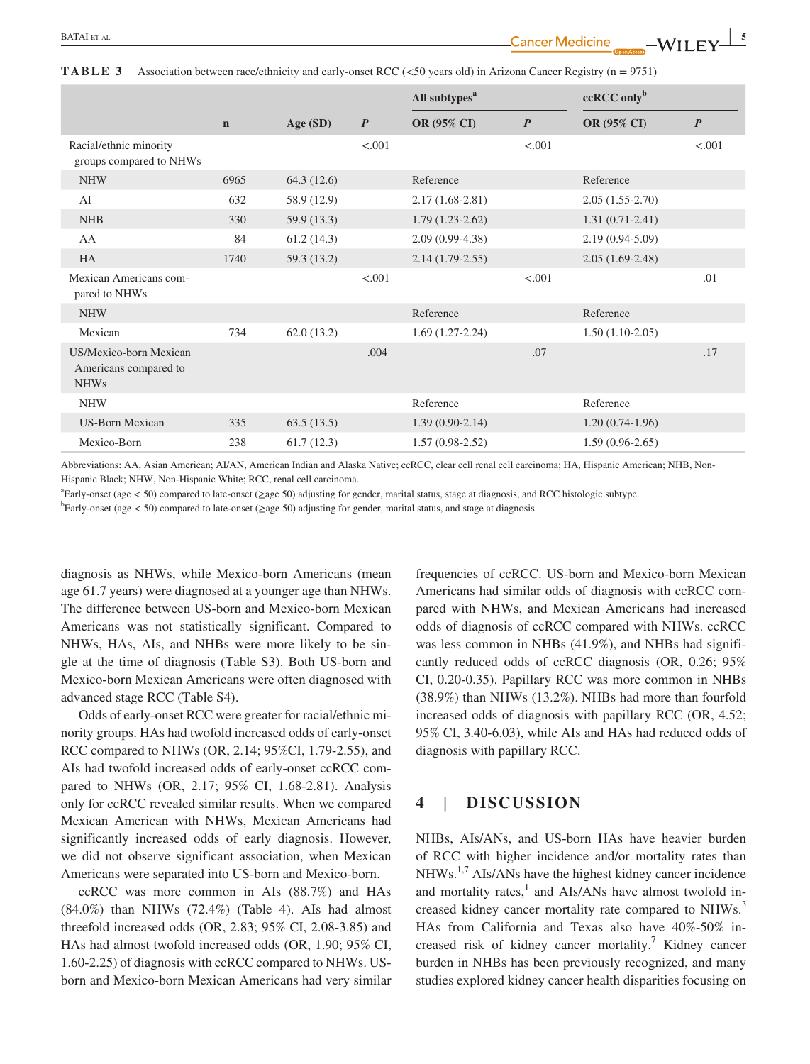**TABLE 3** Association between race/ethnicity and early-onset RCC (<50 years old) in Arizona Cancer Registry (n = 9751)

| | n | Age (SD) | P | All subtypes[a] OR (95% CI) | P | ccRCC only[b] OR (95% CI) | P |
|---|---|---|---|---|---|---|---|
| Racial/ethnic minority groups compared to NHWs | | | <.001 | | <.001 | | <.001 |
| NHW | 6965 | 64.3 (12.6) | | Reference | | Reference | |
| AI | 632 | 58.9 (12.9) | | 2.17 (1.68-2.81) | | 2.05 (1.55-2.70) | |
| NHB | 330 | 59.9 (13.3) | | 1.79 (1.23-2.62) | | 1.31 (0.71-2.41) | |
| AA | 84 | 61.2 (14.3) | | 2.09 (0.99-4.38) | | 2.19 (0.94-5.09) | |
| HA | 1740 | 59.3 (13.2) | | 2.14 (1.79-2.55) | | 2.05 (1.69-2.48) | |
| Mexican Americans compared to NHWs | | | <.001 | | <.001 | | .01 |
| NHW | | | | Reference | | Reference | |
| Mexican | 734 | 62.0 (13.2) | | 1.69 (1.27-2.24) | | 1.50 (1.10-2.05) | |
| US/Mexico-born Mexican Americans compared to NHWs | | | .004 | | .07 | | .17 |
| NHW | | | | Reference | | Reference | |
| US-Born Mexican | 335 | 63.5 (13.5) | | 1.39 (0.90-2.14) | | 1.20 (0.74-1.96) | |
| Mexico-Born | 238 | 61.7 (12.3) | | 1.57 (0.98-2.52) | | 1.59 (0.96-2.65) | |

Abbreviations: AA, Asian American; AI/AN, American Indian and Alaska Native; ccRCC, clear cell renal cell carcinoma; HA, Hispanic American; NHB, Non-Hispanic Black; NHW, Non-Hispanic White; RCC, renal cell carcinoma.

[a]Early-onset (age < 50) compared to late-onset (≥age 50) adjusting for gender, marital status, stage at diagnosis, and RCC histologic subtype.

[b]Early-onset (age < 50) compared to late-onset (≥age 50) adjusting for gender, marital status, and stage at diagnosis.

diagnosis as NHWs, while Mexico-born Americans (mean age 61.7 years) were diagnosed at a younger age than NHWs. The difference between US-born and Mexico-born Mexican Americans was not statistically significant. Compared to NHWs, HAs, AIs, and NHBs were more likely to be single at the time of diagnosis (Table S3). Both US-born and Mexico-born Mexican Americans were often diagnosed with advanced stage RCC (Table S4).

Odds of early-onset RCC were greater for racial/ethnic minority groups. HAs had twofold increased odds of early-onset RCC compared to NHWs (OR, 2.14; 95%CI, 1.79-2.55), and AIs had twofold increased odds of early-onset ccRCC compared to NHWs (OR, 2.17; 95% CI, 1.68-2.81). Analysis only for ccRCC revealed similar results. When we compared Mexican American with NHWs, Mexican Americans had significantly increased odds of early diagnosis. However, we did not observe significant association, when Mexican Americans were separated into US-born and Mexico-born.

ccRCC was more common in AIs (88.7%) and HAs (84.0%) than NHWs (72.4%) (Table 4). AIs had almost threefold increased odds (OR, 2.83; 95% CI, 2.08-3.85) and HAs had almost twofold increased odds (OR, 1.90; 95% CI, 1.60-2.25) of diagnosis with ccRCC compared to NHWs. US-born and Mexico-born Mexican Americans had very similar frequencies of ccRCC. US-born and Mexico-born Mexican Americans had similar odds of diagnosis with ccRCC compared with NHWs, and Mexican Americans had increased odds of diagnosis of ccRCC compared with NHWs. ccRCC was less common in NHBs (41.9%), and NHBs had significantly reduced odds of ccRCC diagnosis (OR, 0.26; 95% CI, 0.20-0.35). Papillary RCC was more common in NHBs (38.9%) than NHWs (13.2%). NHBs had more than fourfold increased odds of diagnosis with papillary RCC (OR, 4.52; 95% CI, 3.40-6.03), while AIs and HAs had reduced odds of diagnosis with papillary RCC.

## 4 | DISCUSSION

NHBs, AIs/ANs, and US-born HAs have heavier burden of RCC with higher incidence and/or mortality rates than NHWs.[1,7] AIs/ANs have the highest kidney cancer incidence and mortality rates,[1] and AIs/ANs have almost twofold increased kidney cancer mortality rate compared to NHWs.[3] HAs from California and Texas also have 40%-50% increased risk of kidney cancer mortality.[7] Kidney cancer burden in NHBs has been previously recognized, and many studies explored kidney cancer health disparities focusing on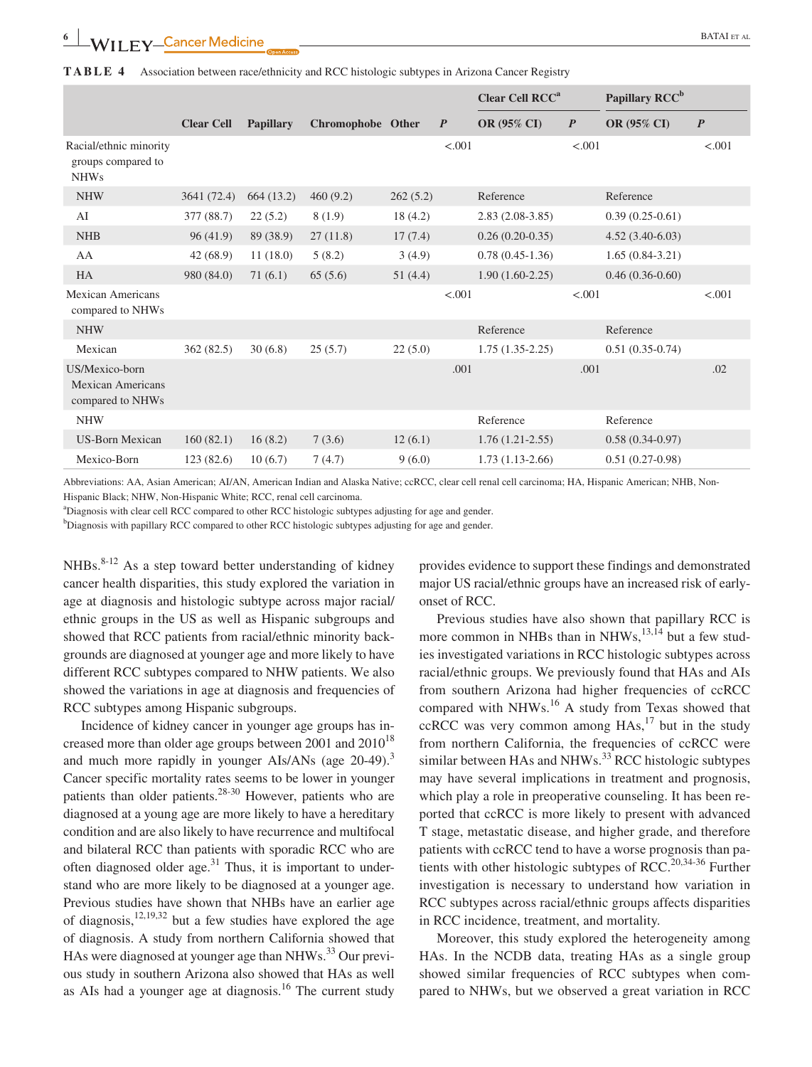**TABLE 4** Association between race/ethnicity and RCC histologic subtypes in Arizona Cancer Registry

| | Clear Cell | Papillary | Chromophobe | Other | P | Clear Cell RCC[a] | | Papillary RCC[b] | |
|---|---|---|---|---|---|---|---|---|---|
| | | | | | | OR (95% CI) | P | OR (95% CI) | P |
| Racial/ethnic minority groups compared to NHWs | | | | | <.001 | | <.001 | | <.001 |
| NHW | 3641 (72.4) | 664 (13.2) | 460 (9.2) | 262 (5.2) | | Reference | | Reference | |
| AI | 377 (88.7) | 22 (5.2) | 8 (1.9) | 18 (4.2) | | 2.83 (2.08-3.85) | | 0.39 (0.25-0.61) | |
| NHB | 96 (41.9) | 89 (38.9) | 27 (11.8) | 17 (7.4) | | 0.26 (0.20-0.35) | | 4.52 (3.40-6.03) | |
| AA | 42 (68.9) | 11 (18.0) | 5 (8.2) | 3 (4.9) | | 0.78 (0.45-1.36) | | 1.65 (0.84-3.21) | |
| HA | 980 (84.0) | 71 (6.1) | 65 (5.6) | 51 (4.4) | | 1.90 (1.60-2.25) | | 0.46 (0.36-0.60) | |
| Mexican Americans compared to NHWs | | | | | <.001 | | <.001 | | <.001 |
| NHW | | | | | | Reference | | Reference | |
| Mexican | 362 (82.5) | 30 (6.8) | 25 (5.7) | 22 (5.0) | | 1.75 (1.35-2.25) | | 0.51 (0.35-0.74) | |
| US/Mexico-born Mexican Americans compared to NHWs | | | | | .001 | | .001 | | .02 |
| NHW | | | | | | Reference | | Reference | |
| US-Born Mexican | 160 (82.1) | 16 (8.2) | 7 (3.6) | 12 (6.1) | | 1.76 (1.21-2.55) | | 0.58 (0.34-0.97) | |
| Mexico-Born | 123 (82.6) | 10 (6.7) | 7 (4.7) | 9 (6.0) | | 1.73 (1.13-2.66) | | 0.51 (0.27-0.98) | |

Abbreviations: AA, Asian American; AI/AN, American Indian and Alaska Native; ccRCC, clear cell renal cell carcinoma; HA, Hispanic American; NHB, Non-Hispanic Black; NHW, Non-Hispanic White; RCC, renal cell carcinoma.

[a]Diagnosis with clear cell RCC compared to other RCC histologic subtypes adjusting for age and gender.

[b]Diagnosis with papillary RCC compared to other RCC histologic subtypes adjusting for age and gender.

NHBs.[8-12] As a step toward better understanding of kidney cancer health disparities, this study explored the variation in age at diagnosis and histologic subtype across major racial/ethnic groups in the US as well as Hispanic subgroups and showed that RCC patients from racial/ethnic minority backgrounds are diagnosed at younger age and more likely to have different RCC subtypes compared to NHW patients. We also showed the variations in age at diagnosis and frequencies of RCC subtypes among Hispanic subgroups.

Incidence of kidney cancer in younger age groups has increased more than older age groups between 2001 and 2010[18] and much more rapidly in younger AIs/ANs (age 20-49).[3] Cancer specific mortality rates seems to be lower in younger patients than older patients.[28-30] However, patients who are diagnosed at a young age are more likely to have a hereditary condition and are also likely to have recurrence and multifocal and bilateral RCC than patients with sporadic RCC who are often diagnosed older age.[31] Thus, it is important to understand who are more likely to be diagnosed at a younger age. Previous studies have shown that NHBs have an earlier age of diagnosis,[12,19,32] but a few studies have explored the age of diagnosis. A study from northern California showed that HAs were diagnosed at younger age than NHWs.[33] Our previous study in southern Arizona also showed that HAs as well as AIs had a younger age at diagnosis.[16] The current study provides evidence to support these findings and demonstrated major US racial/ethnic groups have an increased risk of early-onset of RCC.

Previous studies have also shown that papillary RCC is more common in NHBs than in NHWs,[13,14] but a few studies investigated variations in RCC histologic subtypes across racial/ethnic groups. We previously found that HAs and AIs from southern Arizona had higher frequencies of ccRCC compared with NHWs.[16] A study from Texas showed that ccRCC was very common among HAs,[17] but in the study from northern California, the frequencies of ccRCC were similar between HAs and NHWs.[33] RCC histologic subtypes may have several implications in treatment and prognosis, which play a role in preoperative counseling. It has been reported that ccRCC is more likely to present with advanced T stage, metastatic disease, and higher grade, and therefore patients with ccRCC tend to have a worse prognosis than patients with other histologic subtypes of RCC.[20,34-36] Further investigation is necessary to understand how variation in RCC subtypes across racial/ethnic groups affects disparities in RCC incidence, treatment, and mortality.

Moreover, this study explored the heterogeneity among HAs. In the NCDB data, treating HAs as a single group showed similar frequencies of RCC subtypes when compared to NHWs, but we observed a great variation in RCC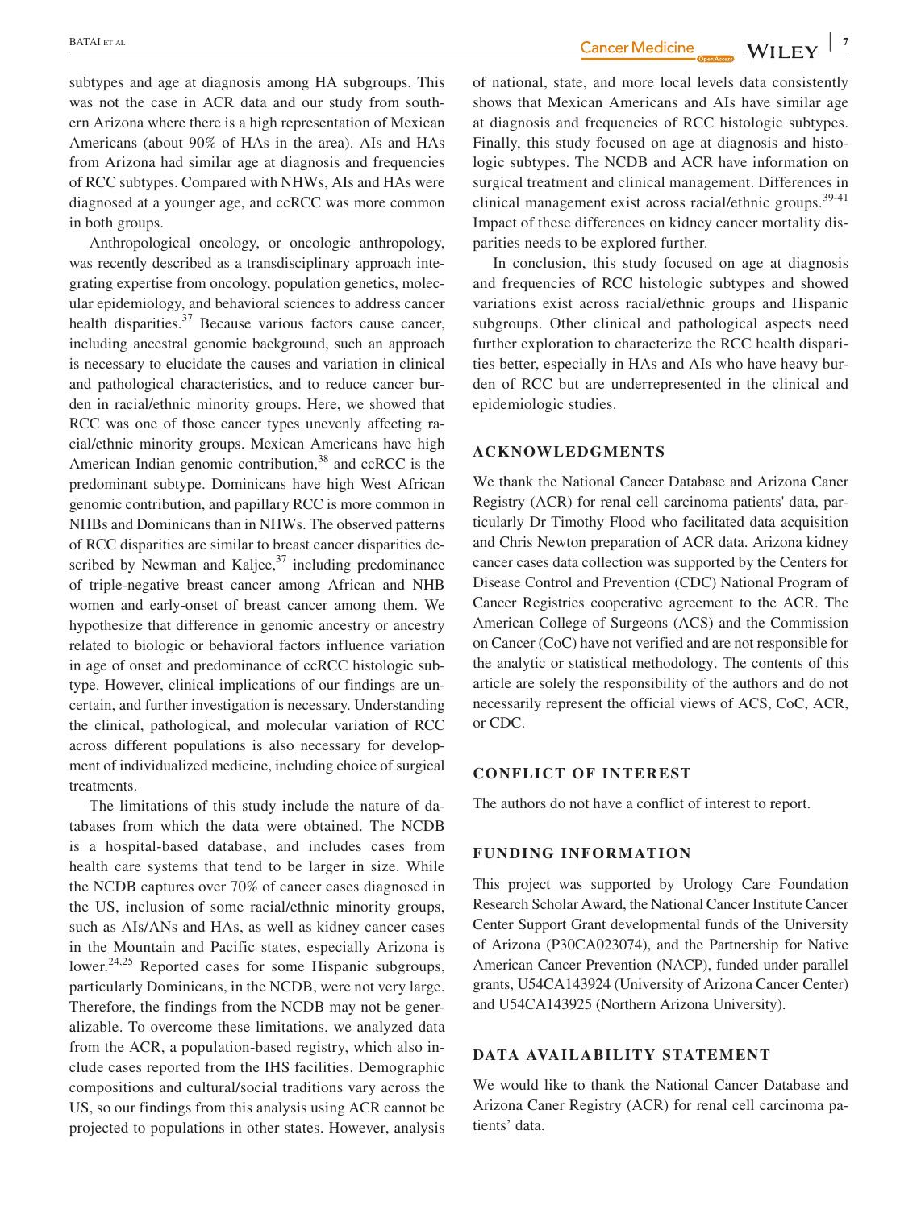subtypes and age at diagnosis among HA subgroups. This was not the case in ACR data and our study from southern Arizona where there is a high representation of Mexican Americans (about 90% of HAs in the area). AIs and HAs from Arizona had similar age at diagnosis and frequencies of RCC subtypes. Compared with NHWs, AIs and HAs were diagnosed at a younger age, and ccRCC was more common in both groups.

Anthropological oncology, or oncologic anthropology, was recently described as a transdisciplinary approach integrating expertise from oncology, population genetics, molecular epidemiology, and behavioral sciences to address cancer health disparities.[37] Because various factors cause cancer, including ancestral genomic background, such an approach is necessary to elucidate the causes and variation in clinical and pathological characteristics, and to reduce cancer burden in racial/ethnic minority groups. Here, we showed that RCC was one of those cancer types unevenly affecting racial/ethnic minority groups. Mexican Americans have high American Indian genomic contribution,[38] and ccRCC is the predominant subtype. Dominicans have high West African genomic contribution, and papillary RCC is more common in NHBs and Dominicans than in NHWs. The observed patterns of RCC disparities are similar to breast cancer disparities described by Newman and Kaljee,[37] including predominance of triple-negative breast cancer among African and NHB women and early-onset of breast cancer among them. We hypothesize that difference in genomic ancestry or ancestry related to biologic or behavioral factors influence variation in age of onset and predominance of ccRCC histologic subtype. However, clinical implications of our findings are uncertain, and further investigation is necessary. Understanding the clinical, pathological, and molecular variation of RCC across different populations is also necessary for development of individualized medicine, including choice of surgical treatments.

The limitations of this study include the nature of databases from which the data were obtained. The NCDB is a hospital-based database, and includes cases from health care systems that tend to be larger in size. While the NCDB captures over 70% of cancer cases diagnosed in the US, inclusion of some racial/ethnic minority groups, such as AIs/ANs and HAs, as well as kidney cancer cases in the Mountain and Pacific states, especially Arizona is lower.[24,25] Reported cases for some Hispanic subgroups, particularly Dominicans, in the NCDB, were not very large. Therefore, the findings from the NCDB may not be generalizable. To overcome these limitations, we analyzed data from the ACR, a population-based registry, which also include cases reported from the IHS facilities. Demographic compositions and cultural/social traditions vary across the US, so our findings from this analysis using ACR cannot be projected to populations in other states. However, analysis of national, state, and more local levels data consistently shows that Mexican Americans and AIs have similar age at diagnosis and frequencies of RCC histologic subtypes. Finally, this study focused on age at diagnosis and histologic subtypes. The NCDB and ACR have information on surgical treatment and clinical management. Differences in clinical management exist across racial/ethnic groups.[39-41] Impact of these differences on kidney cancer mortality disparities needs to be explored further.

In conclusion, this study focused on age at diagnosis and frequencies of RCC histologic subtypes and showed variations exist across racial/ethnic groups and Hispanic subgroups. Other clinical and pathological aspects need further exploration to characterize the RCC health disparities better, especially in HAs and AIs who have heavy burden of RCC but are underrepresented in the clinical and epidemiologic studies.

## ACKNOWLEDGMENTS

We thank the National Cancer Database and Arizona Caner Registry (ACR) for renal cell carcinoma patients' data, particularly Dr Timothy Flood who facilitated data acquisition and Chris Newton preparation of ACR data. Arizona kidney cancer cases data collection was supported by the Centers for Disease Control and Prevention (CDC) National Program of Cancer Registries cooperative agreement to the ACR. The American College of Surgeons (ACS) and the Commission on Cancer (CoC) have not verified and are not responsible for the analytic or statistical methodology. The contents of this article are solely the responsibility of the authors and do not necessarily represent the official views of ACS, CoC, ACR, or CDC.

## CONFLICT OF INTEREST

The authors do not have a conflict of interest to report.

## FUNDING INFORMATION

This project was supported by Urology Care Foundation Research Scholar Award, the National Cancer Institute Cancer Center Support Grant developmental funds of the University of Arizona (P30CA023074), and the Partnership for Native American Cancer Prevention (NACP), funded under parallel grants, U54CA143924 (University of Arizona Cancer Center) and U54CA143925 (Northern Arizona University).

## DATA AVAILABILITY STATEMENT

We would like to thank the National Cancer Database and Arizona Caner Registry (ACR) for renal cell carcinoma patients' data.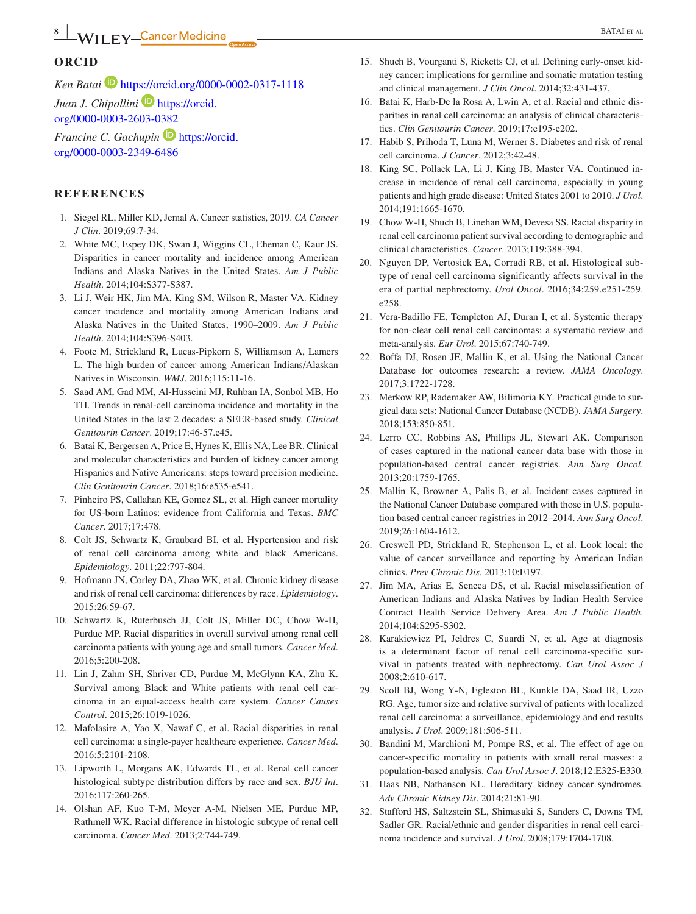## ORCID

*Ken Batai* https://orcid.org/0000-0002-0317-1118
*Juan J. Chipollini* https://orcid.org/0000-0003-2603-0382
*Francine C. Gachupin* https://orcid.org/0000-0003-2349-6486

## REFERENCES

1. Siegel RL, Miller KD, Jemal A. Cancer statistics, 2019. *CA Cancer J Clin*. 2019;69:7-34.
2. White MC, Espey DK, Swan J, Wiggins CL, Eheman C, Kaur JS. Disparities in cancer mortality and incidence among American Indians and Alaska Natives in the United States. *Am J Public Health*. 2014;104:S377-S387.
3. Li J, Weir HK, Jim MA, King SM, Wilson R, Master VA. Kidney cancer incidence and mortality among American Indians and Alaska Natives in the United States, 1990–2009. *Am J Public Health*. 2014;104:S396-S403.
4. Foote M, Strickland R, Lucas-Pipkorn S, Williamson A, Lamers L. The high burden of cancer among American Indians/Alaskan Natives in Wisconsin. *WMJ*. 2016;115:11-16.
5. Saad AM, Gad MM, Al-Husseini MJ, Ruhban IA, Sonbol MB, Ho TH. Trends in renal-cell carcinoma incidence and mortality in the United States in the last 2 decades: a SEER-based study. *Clinical Genitourin Cancer*. 2019;17:46-57.e45.
6. Batai K, Bergersen A, Price E, Hynes K, Ellis NA, Lee BR. Clinical and molecular characteristics and burden of kidney cancer among Hispanics and Native Americans: steps toward precision medicine. *Clin Genitourin Cancer*. 2018;16:e535-e541.
7. Pinheiro PS, Callahan KE, Gomez SL, et al. High cancer mortality for US-born Latinos: evidence from California and Texas. *BMC Cancer*. 2017;17:478.
8. Colt JS, Schwartz K, Graubard BI, et al. Hypertension and risk of renal cell carcinoma among white and black Americans. *Epidemiology*. 2011;22:797-804.
9. Hofmann JN, Corley DA, Zhao WK, et al. Chronic kidney disease and risk of renal cell carcinoma: differences by race. *Epidemiology*. 2015;26:59-67.
10. Schwartz K, Ruterbusch JJ, Colt JS, Miller DC, Chow W-H, Purdue MP. Racial disparities in overall survival among renal cell carcinoma patients with young age and small tumors. *Cancer Med*. 2016;5:200-208.
11. Lin J, Zahm SH, Shriver CD, Purdue M, McGlynn KA, Zhu K. Survival among Black and White patients with renal cell carcinoma in an equal-access health care system. *Cancer Causes Control*. 2015;26:1019-1026.
12. Mafolasire A, Yao X, Nawaf C, et al. Racial disparities in renal cell carcinoma: a single-payer healthcare experience. *Cancer Med*. 2016;5:2101-2108.
13. Lipworth L, Morgans AK, Edwards TL, et al. Renal cell cancer histological subtype distribution differs by race and sex. *BJU Int*. 2016;117:260-265.
14. Olshan AF, Kuo T-M, Meyer A-M, Nielsen ME, Purdue MP, Rathmell WK. Racial difference in histologic subtype of renal cell carcinoma. *Cancer Med*. 2013;2:744-749.
15. Shuch B, Vourganti S, Ricketts CJ, et al. Defining early-onset kidney cancer: implications for germline and somatic mutation testing and clinical management. *J Clin Oncol*. 2014;32:431-437.
16. Batai K, Harb-De la Rosa A, Lwin A, et al. Racial and ethnic disparities in renal cell carcinoma: an analysis of clinical characteristics. *Clin Genitourin Cancer*. 2019;17:e195-e202.
17. Habib S, Prihoda T, Luna M, Werner S. Diabetes and risk of renal cell carcinoma. *J Cancer*. 2012;3:42-48.
18. King SC, Pollack LA, Li J, King JB, Master VA. Continued increase in incidence of renal cell carcinoma, especially in young patients and high grade disease: United States 2001 to 2010. *J Urol*. 2014;191:1665-1670.
19. Chow W-H, Shuch B, Linehan WM, Devesa SS. Racial disparity in renal cell carcinoma patient survival according to demographic and clinical characteristics. *Cancer*. 2013;119:388-394.
20. Nguyen DP, Vertosick EA, Corradi RB, et al. Histological subtype of renal cell carcinoma significantly affects survival in the era of partial nephrectomy. *Urol Oncol*. 2016;34:259.e251-259.e258.
21. Vera-Badillo FE, Templeton AJ, Duran I, et al. Systemic therapy for non-clear cell renal cell carcinomas: a systematic review and meta-analysis. *Eur Urol*. 2015;67:740-749.
22. Boffa DJ, Rosen JE, Mallin K, et al. Using the National Cancer Database for outcomes research: a review. *JAMA Oncology*. 2017;3:1722-1728.
23. Merkow RP, Rademaker AW, Bilimoria KY. Practical guide to surgical data sets: National Cancer Database (NCDB). *JAMA Surgery*. 2018;153:850-851.
24. Lerro CC, Robbins AS, Phillips JL, Stewart AK. Comparison of cases captured in the national cancer data base with those in population-based central cancer registries. *Ann Surg Oncol*. 2013;20:1759-1765.
25. Mallin K, Browner A, Palis B, et al. Incident cases captured in the National Cancer Database compared with those in U.S. population based central cancer registries in 2012–2014. *Ann Surg Oncol*. 2019;26:1604-1612.
26. Creswell PD, Strickland R, Stephenson L, et al. Look local: the value of cancer surveillance and reporting by American Indian clinics. *Prev Chronic Dis*. 2013;10:E197.
27. Jim MA, Arias E, Seneca DS, et al. Racial misclassification of American Indians and Alaska Natives by Indian Health Service Contract Health Service Delivery Area. *Am J Public Health*. 2014;104:S295-S302.
28. Karakiewicz PI, Jeldres C, Suardi N, et al. Age at diagnosis is a determinant factor of renal cell carcinoma-specific survival in patients treated with nephrectomy. *Can Urol Assoc J* 2008;2:610-617.
29. Scoll BJ, Wong Y-N, Egleston BL, Kunkle DA, Saad IR, Uzzo RG. Age, tumor size and relative survival of patients with localized renal cell carcinoma: a surveillance, epidemiology and end results analysis. *J Urol*. 2009;181:506-511.
30. Bandini M, Marchioni M, Pompe RS, et al. The effect of age on cancer-specific mortality in patients with small renal masses: a population-based analysis. *Can Urol Assoc J*. 2018;12:E325-E330.
31. Haas NB, Nathanson KL. Hereditary kidney cancer syndromes. *Adv Chronic Kidney Dis*. 2014;21:81-90.
32. Stafford HS, Saltzstein SL, Shimasaki S, Sanders C, Downs TM, Sadler GR. Racial/ethnic and gender disparities in renal cell carcinoma incidence and survival. *J Urol*. 2008;179:1704-1708.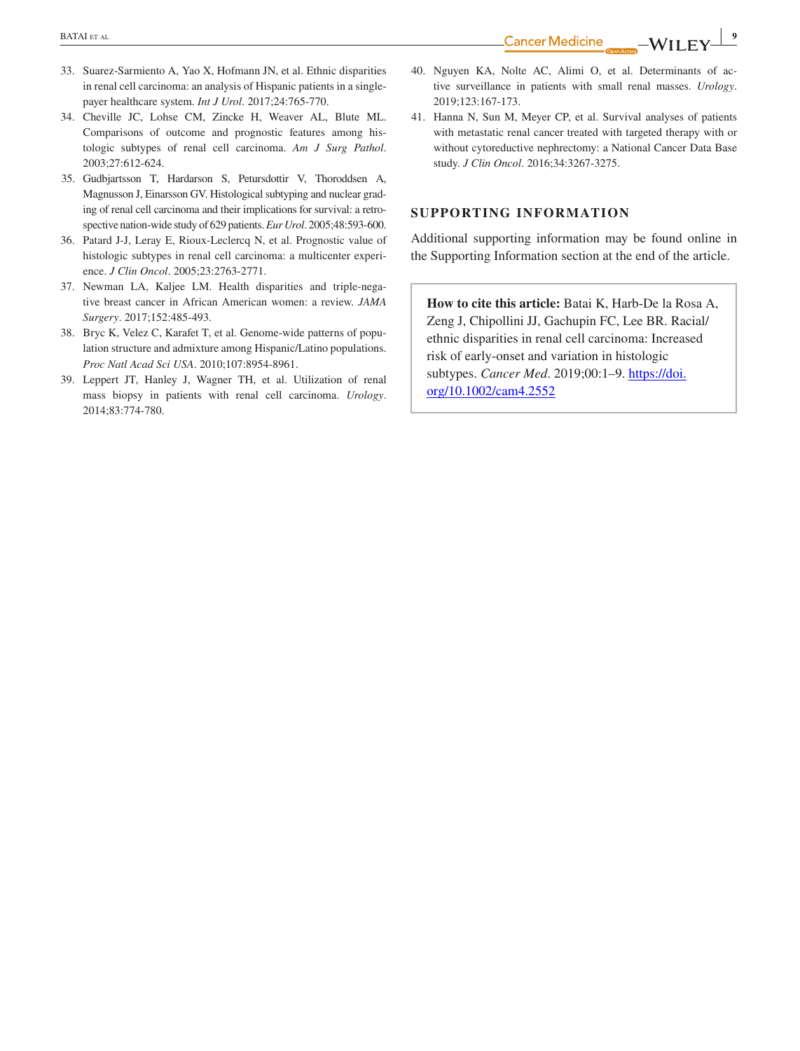33. Suarez-Sarmiento A, Yao X, Hofmann JN, et al. Ethnic disparities in renal cell carcinoma: an analysis of Hispanic patients in a single-payer healthcare system. *Int J Urol*. 2017;24:765-770.
34. Cheville JC, Lohse CM, Zincke H, Weaver AL, Blute ML. Comparisons of outcome and prognostic features among histologic subtypes of renal cell carcinoma. *Am J Surg Pathol*. 2003;27:612-624.
35. Gudbjartsson T, Hardarson S, Petursdottir V, Thoroddsen A, Magnusson J, Einarsson GV. Histological subtyping and nuclear grading of renal cell carcinoma and their implications for survival: a retrospective nation-wide study of 629 patients. *Eur Urol*. 2005;48:593-600.
36. Patard J-J, Leray E, Rioux-Leclercq N, et al. Prognostic value of histologic subtypes in renal cell carcinoma: a multicenter experience. *J Clin Oncol*. 2005;23:2763-2771.
37. Newman LA, Kaljee LM. Health disparities and triple-negative breast cancer in African American women: a review. *JAMA Surgery*. 2017;152:485-493.
38. Bryc K, Velez C, Karafet T, et al. Genome-wide patterns of population structure and admixture among Hispanic/Latino populations. *Proc Natl Acad Sci USA*. 2010;107:8954-8961.
39. Leppert JT, Hanley J, Wagner TH, et al. Utilization of renal mass biopsy in patients with renal cell carcinoma. *Urology*. 2014;83:774-780.
40. Nguyen KA, Nolte AC, Alimi O, et al. Determinants of active surveillance in patients with small renal masses. *Urology*. 2019;123:167-173.
41. Hanna N, Sun M, Meyer CP, et al. Survival analyses of patients with metastatic renal cancer treated with targeted therapy with or without cytoreductive nephrectomy: a National Cancer Data Base study. *J Clin Oncol*. 2016;34:3267-3275.

## SUPPORTING INFORMATION

Additional supporting information may be found online in the Supporting Information section at the end of the article.

**How to cite this article:** Batai K, Harb-De la Rosa A, Zeng J, Chipollini JJ, Gachupin FC, Lee BR. Racial/ethnic disparities in renal cell carcinoma: Increased risk of early-onset and variation in histologic subtypes. *Cancer Med*. 2019;00:1–9. https://doi.org/10.1002/cam4.2552